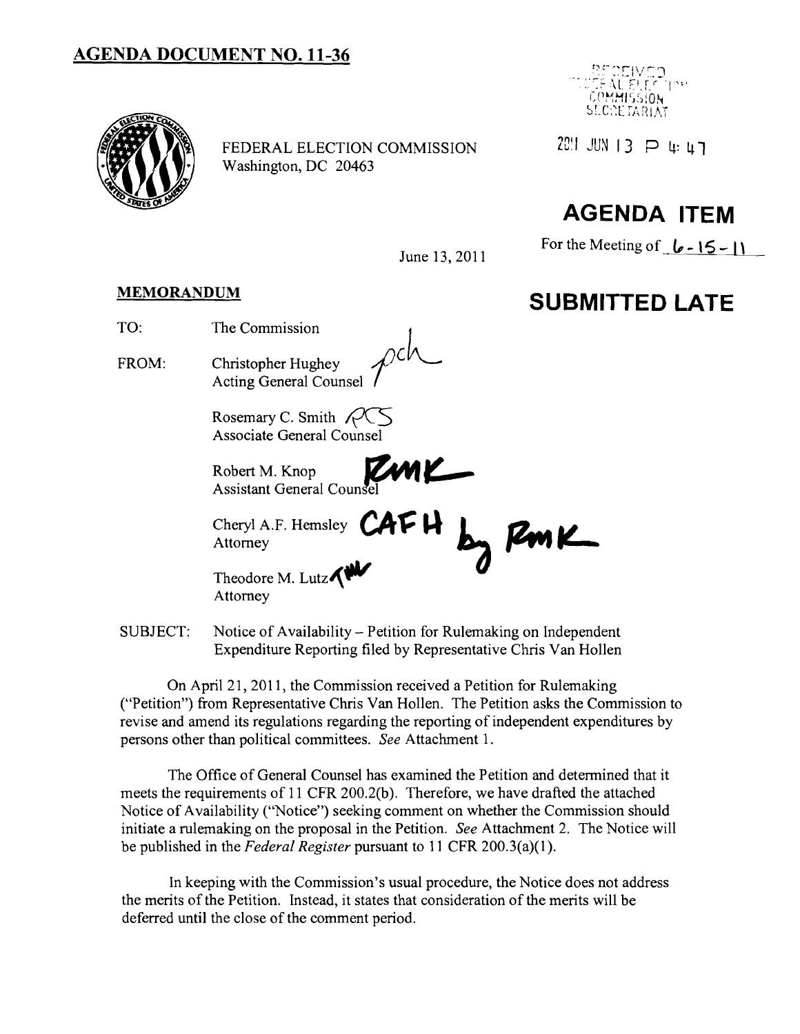# AGENDA DOCUMENT NO. 11-36

FEDERAL ELECTION COMMISSION
Washington, DC 20463

RECEIVED
FEDERAL ELECTION
COMMISSION
SECRETARIAT

2011 JUN 13 P 4: 47

## AGENDA ITEM

For the Meeting of 6-15-11

June 13, 2011

## SUBMITTED LATE

**MEMORANDUM**

TO: The Commission

FROM: Christopher Hughey
Acting General Counsel

Rosemary C. Smith
Associate General Counsel

Robert M. Knop
Assistant General Counsel

Cheryl A.F. Hemsley
Attorney

Theodore M. Lutz
Attorney

SUBJECT: Notice of Availability – Petition for Rulemaking on Independent Expenditure Reporting filed by Representative Chris Van Hollen

On April 21, 2011, the Commission received a Petition for Rulemaking ("Petition") from Representative Chris Van Hollen. The Petition asks the Commission to revise and amend its regulations regarding the reporting of independent expenditures by persons other than political committees. *See* Attachment 1.

The Office of General Counsel has examined the Petition and determined that it meets the requirements of 11 CFR 200.2(b). Therefore, we have drafted the attached Notice of Availability ("Notice") seeking comment on whether the Commission should initiate a rulemaking on the proposal in the Petition. *See* Attachment 2. The Notice will be published in the *Federal Register* pursuant to 11 CFR 200.3(a)(1).

In keeping with the Commission's usual procedure, the Notice does not address the merits of the Petition. Instead, it states that consideration of the merits will be deferred until the close of the comment period.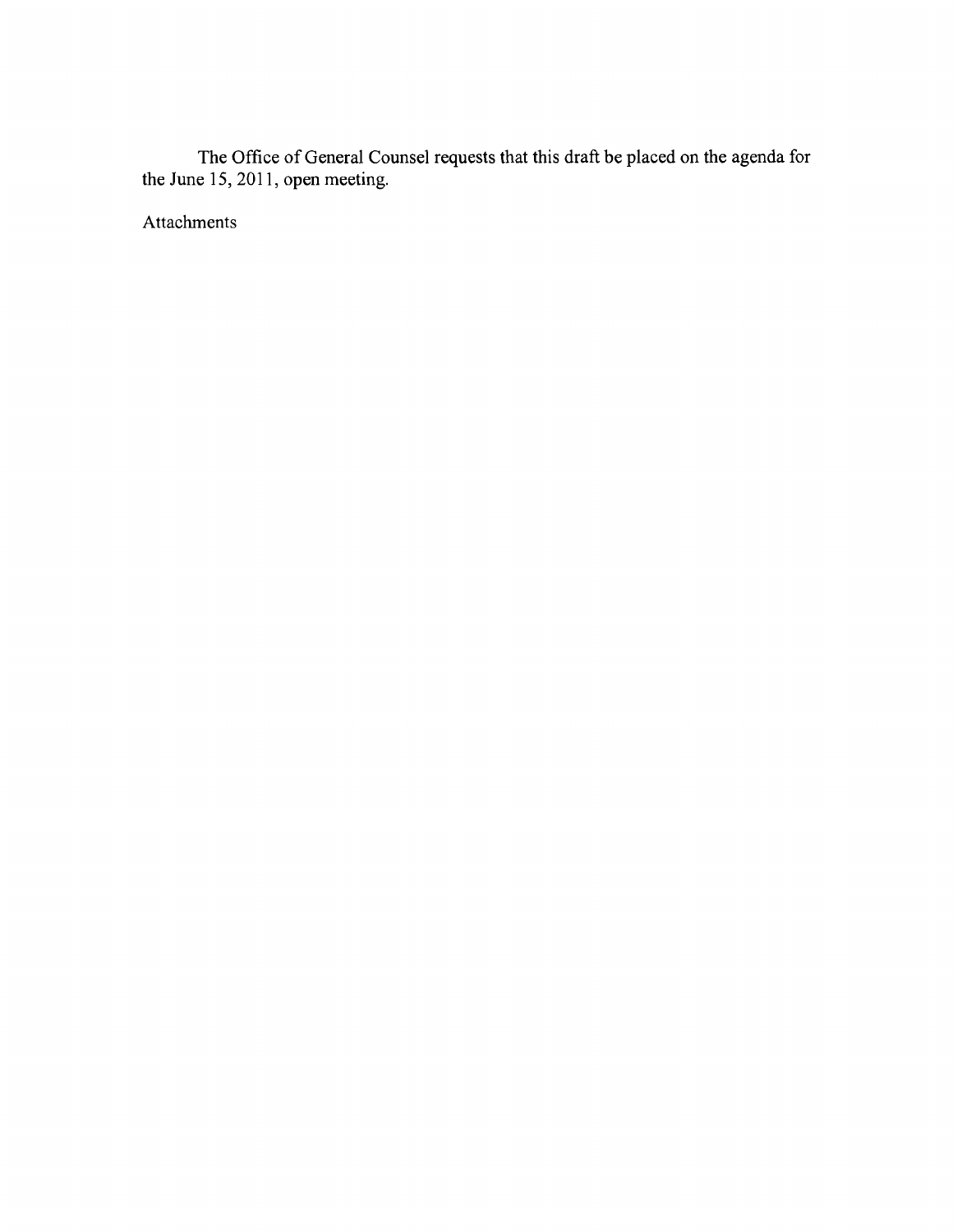The Office of General Counsel requests that this draft be placed on the agenda for the June 15, 2011, open meeting.

Attachments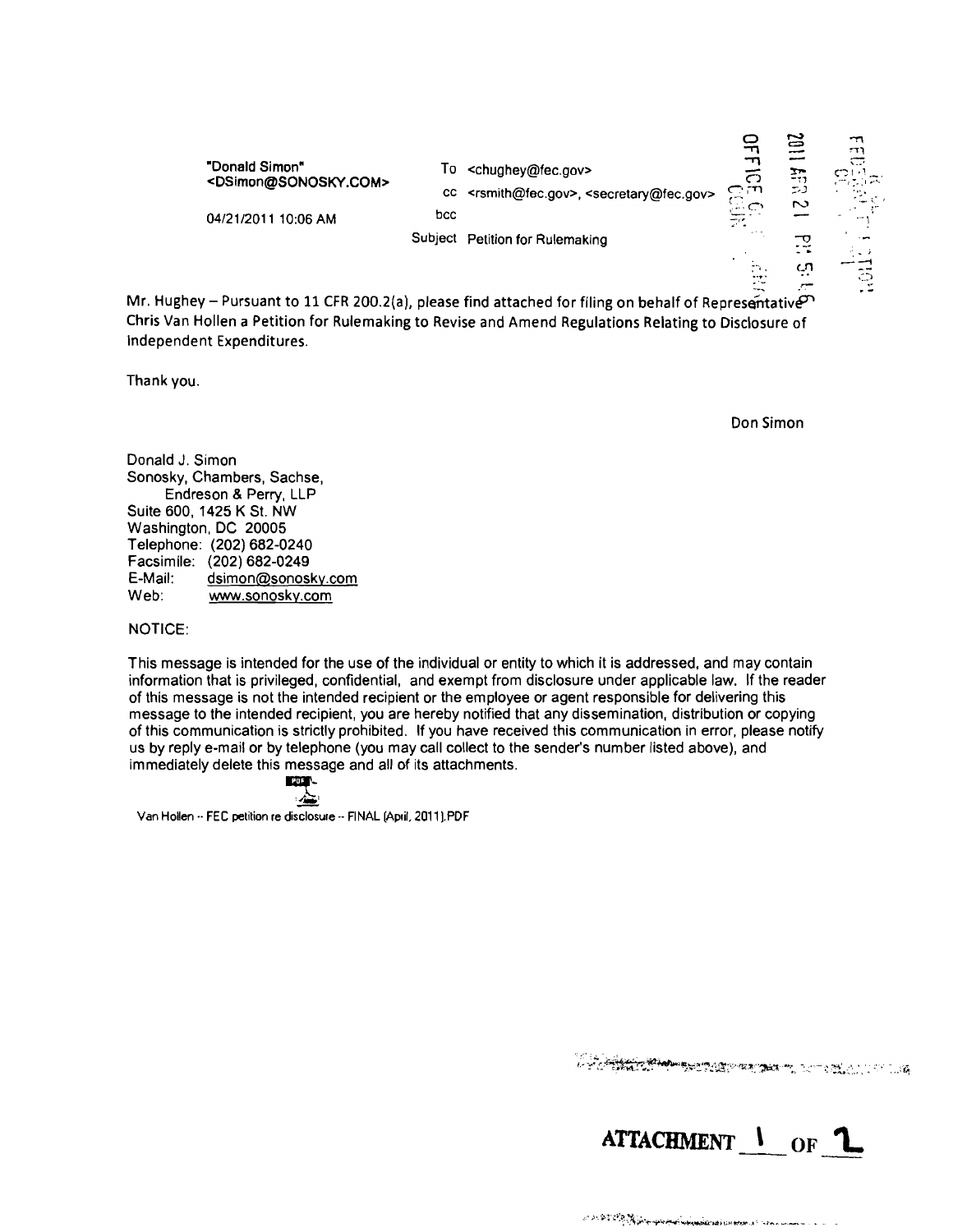"Donald Simon"
<DSimon@SONOSKY.COM>

04/21/2011 10:06 AM

To <chughey@fec.gov>

cc <rsmith@fec.gov>, <secretary@fec.gov>

bcc

Subject Petition for Rulemaking

OFFICE OF GENERAL COUNSEL

2011 APR 21 PM 5:16

FEDERAL ELECTION COMMISSION

Mr. Hughey – Pursuant to 11 CFR 200.2(a), please find attached for filing on behalf of Representative Chris Van Hollen a Petition for Rulemaking to Revise and Amend Regulations Relating to Disclosure of Independent Expenditures.

Thank you.

Don Simon

Donald J. Simon
Sonosky, Chambers, Sachse,
Endreson & Perry, LLP
Suite 600, 1425 K St. NW
Washington, DC 20005
Telephone: (202) 682-0240
Facsimile: (202) 682-0249
E-Mail: dsimon@sonosky.com
Web: www.sonosky.com

NOTICE:

This message is intended for the use of the individual or entity to which it is addressed, and may contain information that is privileged, confidential, and exempt from disclosure under applicable law. If the reader of this message is not the intended recipient or the employee or agent responsible for delivering this message to the intended recipient, you are hereby notified that any dissemination, distribution or copying of this communication is strictly prohibited. If you have received this communication in error, please notify us by reply e-mail or by telephone (you may call collect to the sender's number listed above), and immediately delete this message and all of its attachments.

Van Hollen -- FEC petition re disclosure -- FINAL (April, 2011).PDF

**ATTACHMENT 1 OF 2**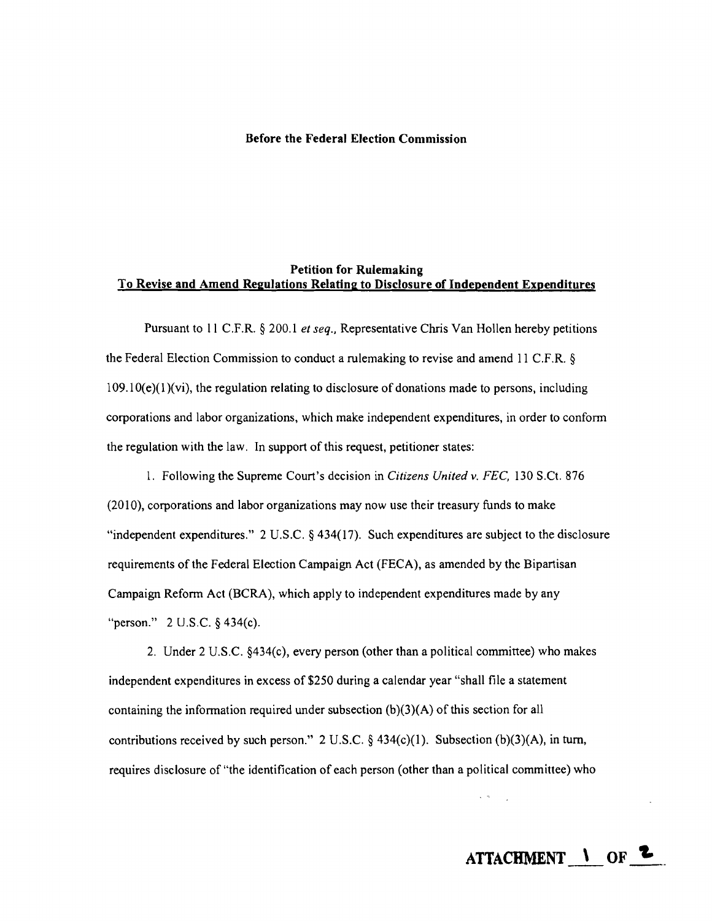**Before the Federal Election Commission**

**Petition for Rulemaking**
**To Revise and Amend Regulations Relating to Disclosure of Independent Expenditures**

Pursuant to 11 C.F.R. § 200.1 *et seq.,* Representative Chris Van Hollen hereby petitions the Federal Election Commission to conduct a rulemaking to revise and amend 11 C.F.R. § 109.10(e)(1)(vi), the regulation relating to disclosure of donations made to persons, including corporations and labor organizations, which make independent expenditures, in order to conform the regulation with the law. In support of this request, petitioner states:

1. Following the Supreme Court's decision in *Citizens United v. FEC,* 130 S.Ct. 876 (2010), corporations and labor organizations may now use their treasury funds to make "independent expenditures." 2 U.S.C. § 434(17). Such expenditures are subject to the disclosure requirements of the Federal Election Campaign Act (FECA), as amended by the Bipartisan Campaign Reform Act (BCRA), which apply to independent expenditures made by any "person." 2 U.S.C. § 434(c).

2. Under 2 U.S.C. §434(c), every person (other than a political committee) who makes independent expenditures in excess of $250 during a calendar year "shall file a statement containing the information required under subsection (b)(3)(A) of this section for all contributions received by such person." 2 U.S.C. § 434(c)(1). Subsection (b)(3)(A), in turn, requires disclosure of "the identification of each person (other than a political committee) who

ATTACHMENT 1 OF 2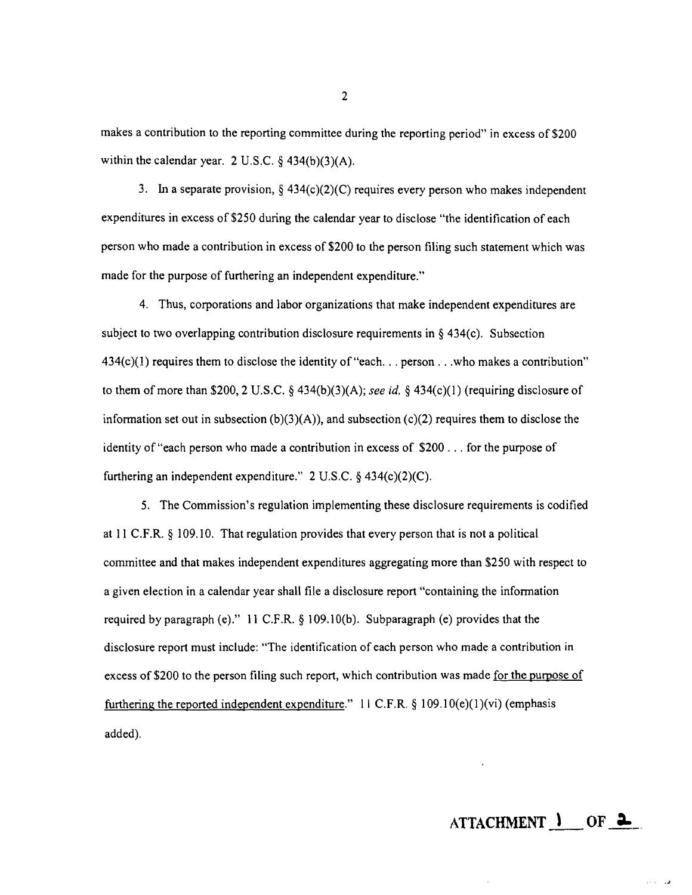makes a contribution to the reporting committee during the reporting period" in excess of $200 within the calendar year. 2 U.S.C. § 434(b)(3)(A).

3. In a separate provision, § 434(c)(2)(C) requires every person who makes independent expenditures in excess of $250 during the calendar year to disclose "the identification of each person who made a contribution in excess of $200 to the person filing such statement which was made for the purpose of furthering an independent expenditure."

4. Thus, corporations and labor organizations that make independent expenditures are subject to two overlapping contribution disclosure requirements in § 434(c). Subsection 434(c)(1) requires them to disclose the identity of "each. . . person . . .who makes a contribution" to them of more than $200, 2 U.S.C. § 434(b)(3)(A); *see id.* § 434(c)(1) (requiring disclosure of information set out in subsection (b)(3)(A)), and subsection (c)(2) requires them to disclose the identity of "each person who made a contribution in excess of $200 . . . for the purpose of furthering an independent expenditure." 2 U.S.C. § 434(c)(2)(C).

5. The Commission's regulation implementing these disclosure requirements is codified at 11 C.F.R. § 109.10. That regulation provides that every person that is not a political committee and that makes independent expenditures aggregating more than $250 with respect to a given election in a calendar year shall file a disclosure report "containing the information required by paragraph (e)." 11 C.F.R. § 109.10(b). Subparagraph (e) provides that the disclosure report must include: "The identification of each person who made a contribution in excess of $200 to the person filing such report, which contribution was made <u>for the purpose of furthering the reported independent expenditure</u>." 11 C.F.R. § 109.10(e)(1)(vi) (emphasis added).

ATTACHMENT 1 OF 2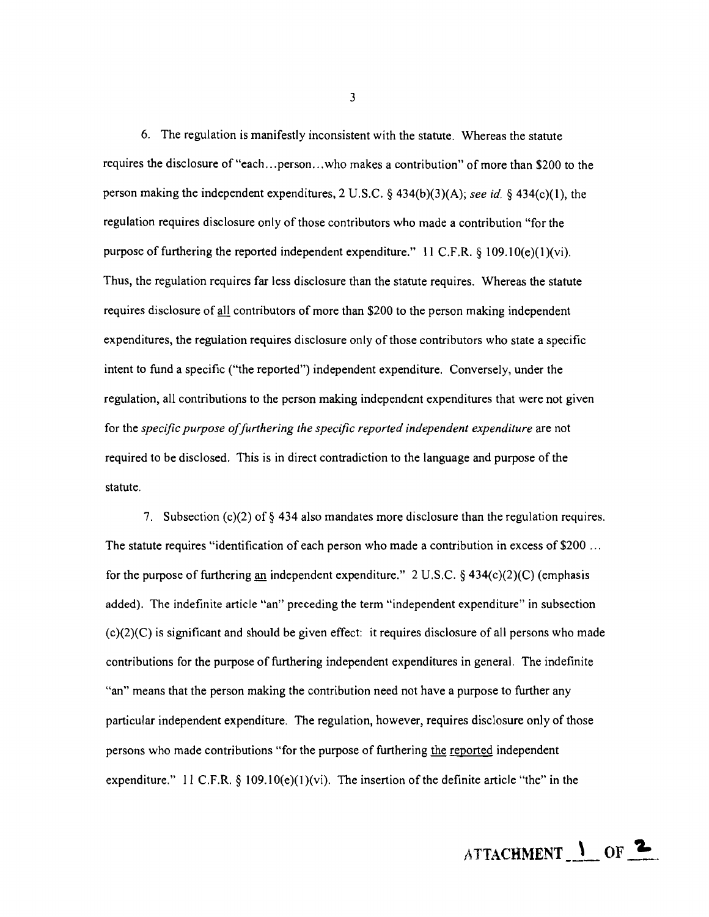6. The regulation is manifestly inconsistent with the statute. Whereas the statute requires the disclosure of "each...person...who makes a contribution" of more than $200 to the person making the independent expenditures, 2 U.S.C. § 434(b)(3)(A); *see id.* § 434(c)(1), the regulation requires disclosure only of those contributors who made a contribution "for the purpose of furthering the reported independent expenditure." 11 C.F.R. § 109.10(e)(1)(vi). Thus, the regulation requires far less disclosure than the statute requires. Whereas the statute requires disclosure of <u>all</u> contributors of more than $200 to the person making independent expenditures, the regulation requires disclosure only of those contributors who state a specific intent to fund a specific ("the reported") independent expenditure. Conversely, under the regulation, all contributions to the person making independent expenditures that were not given for the *specific purpose of furthering the specific reported independent expenditure* are not required to be disclosed. This is in direct contradiction to the language and purpose of the statute.

7. Subsection (c)(2) of § 434 also mandates more disclosure than the regulation requires. The statute requires "identification of each person who made a contribution in excess of $200 ... for the purpose of furthering <u>an</u> independent expenditure." 2 U.S.C. § 434(c)(2)(C) (emphasis added). The indefinite article "an" preceding the term "independent expenditure" in subsection (c)(2)(C) is significant and should be given effect: it requires disclosure of all persons who made contributions for the purpose of furthering independent expenditures in general. The indefinite "an" means that the person making the contribution need not have a purpose to further any particular independent expenditure. The regulation, however, requires disclosure only of those persons who made contributions "for the purpose of furthering <u>the reported</u> independent expenditure." 11 C.F.R. § 109.10(e)(1)(vi). The insertion of the definite article "the" in the

ATTACHMENT 1 OF 2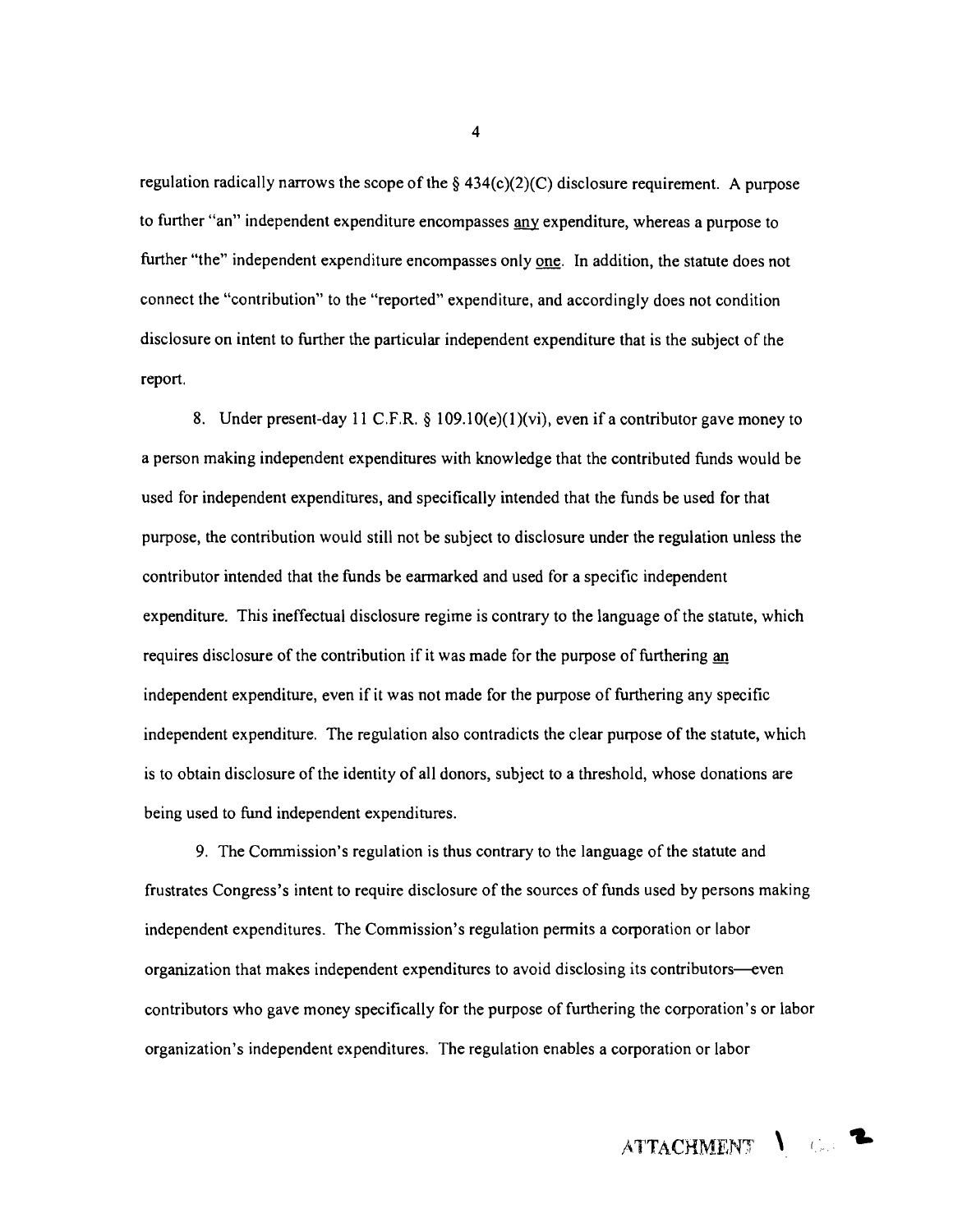regulation radically narrows the scope of the § 434(c)(2)(C) disclosure requirement. A purpose to further "an" independent expenditure encompasses <u>any</u> expenditure, whereas a purpose to further "the" independent expenditure encompasses only <u>one</u>. In addition, the statute does not connect the "contribution" to the "reported" expenditure, and accordingly does not condition disclosure on intent to further the particular independent expenditure that is the subject of the report.

8. Under present-day 11 C.F.R. § 109.10(e)(1)(vi), even if a contributor gave money to a person making independent expenditures with knowledge that the contributed funds would be used for independent expenditures, and specifically intended that the funds be used for that purpose, the contribution would still not be subject to disclosure under the regulation unless the contributor intended that the funds be earmarked and used for a specific independent expenditure. This ineffectual disclosure regime is contrary to the language of the statute, which requires disclosure of the contribution if it was made for the purpose of furthering <u>an</u> independent expenditure, even if it was not made for the purpose of furthering any specific independent expenditure. The regulation also contradicts the clear purpose of the statute, which is to obtain disclosure of the identity of all donors, subject to a threshold, whose donations are being used to fund independent expenditures.

9. The Commission's regulation is thus contrary to the language of the statute and frustrates Congress's intent to require disclosure of the sources of funds used by persons making independent expenditures. The Commission's regulation permits a corporation or labor organization that makes independent expenditures to avoid disclosing its contributors—even contributors who gave money specifically for the purpose of furthering the corporation's or labor organization's independent expenditures. The regulation enables a corporation or labor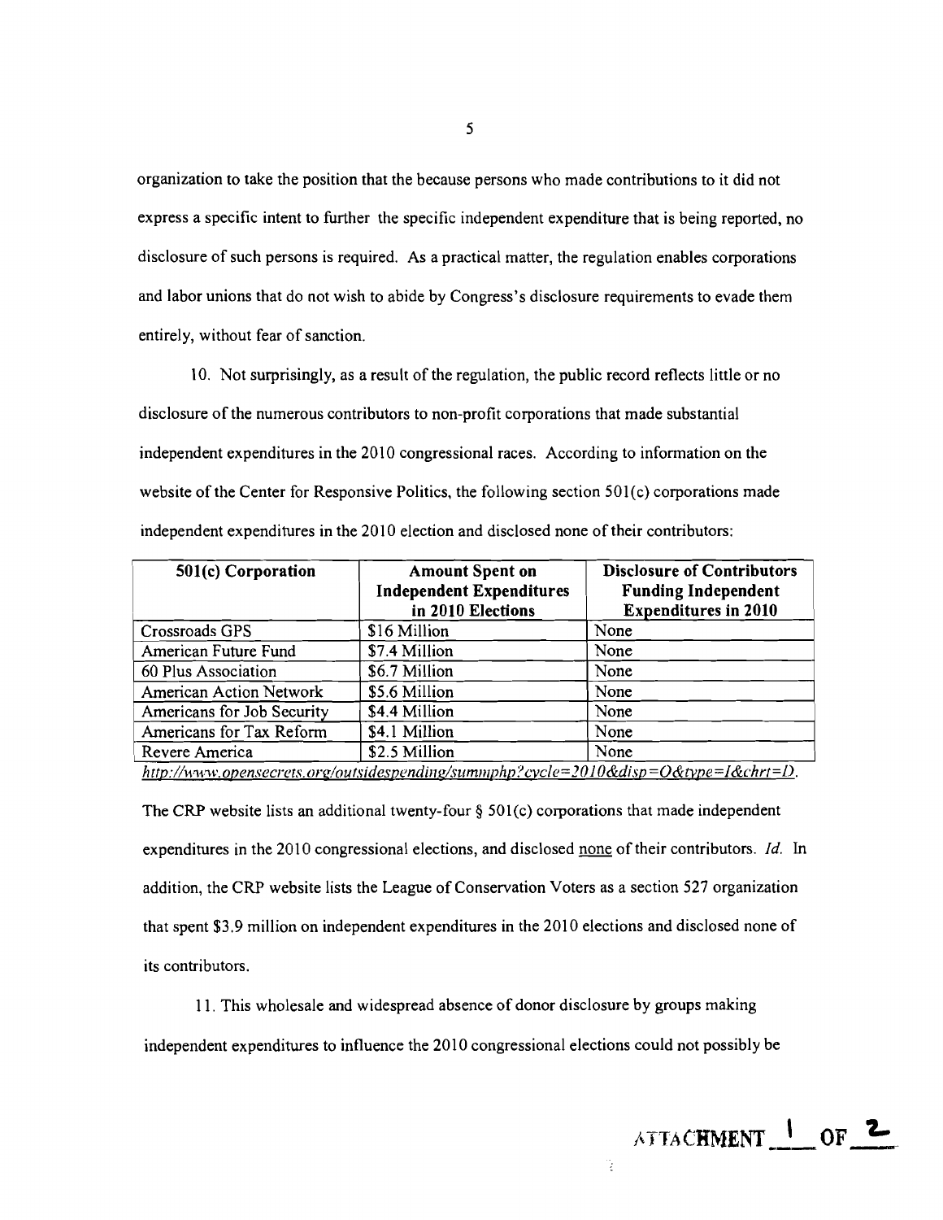organization to take the position that the because persons who made contributions to it did not express a specific intent to further the specific independent expenditure that is being reported, no disclosure of such persons is required. As a practical matter, the regulation enables corporations and labor unions that do not wish to abide by Congress's disclosure requirements to evade them entirely, without fear of sanction.

10. Not surprisingly, as a result of the regulation, the public record reflects little or no disclosure of the numerous contributors to non-profit corporations that made substantial independent expenditures in the 2010 congressional races. According to information on the website of the Center for Responsive Politics, the following section 501(c) corporations made independent expenditures in the 2010 election and disclosed none of their contributors:

| 501(c) Corporation | Amount Spent on Independent Expenditures in 2010 Elections | Disclosure of Contributors Funding Independent Expenditures in 2010 |
|---|---|---|
| Crossroads GPS | $16 Million | None |
| American Future Fund | $7.4 Million | None |
| 60 Plus Association | $6.7 Million | None |
| American Action Network | $5.6 Million | None |
| Americans for Job Security | $4.4 Million | None |
| Americans for Tax Reform | $4.1 Million | None |
| Revere America | $2.5 Million | None |

*http://www.opensecrets.org/outsidespending/summphp?cycle=2010&disp=O&type=I&chrt=D*.

The CRP website lists an additional twenty-four § 501(c) corporations that made independent expenditures in the 2010 congressional elections, and disclosed none of their contributors. *Id.* In addition, the CRP website lists the League of Conservation Voters as a section 527 organization that spent $3.9 million on independent expenditures in the 2010 elections and disclosed none of its contributors.

11. This wholesale and widespread absence of donor disclosure by groups making independent expenditures to influence the 2010 congressional elections could not possibly be

ATTACHMENT 1 OF 2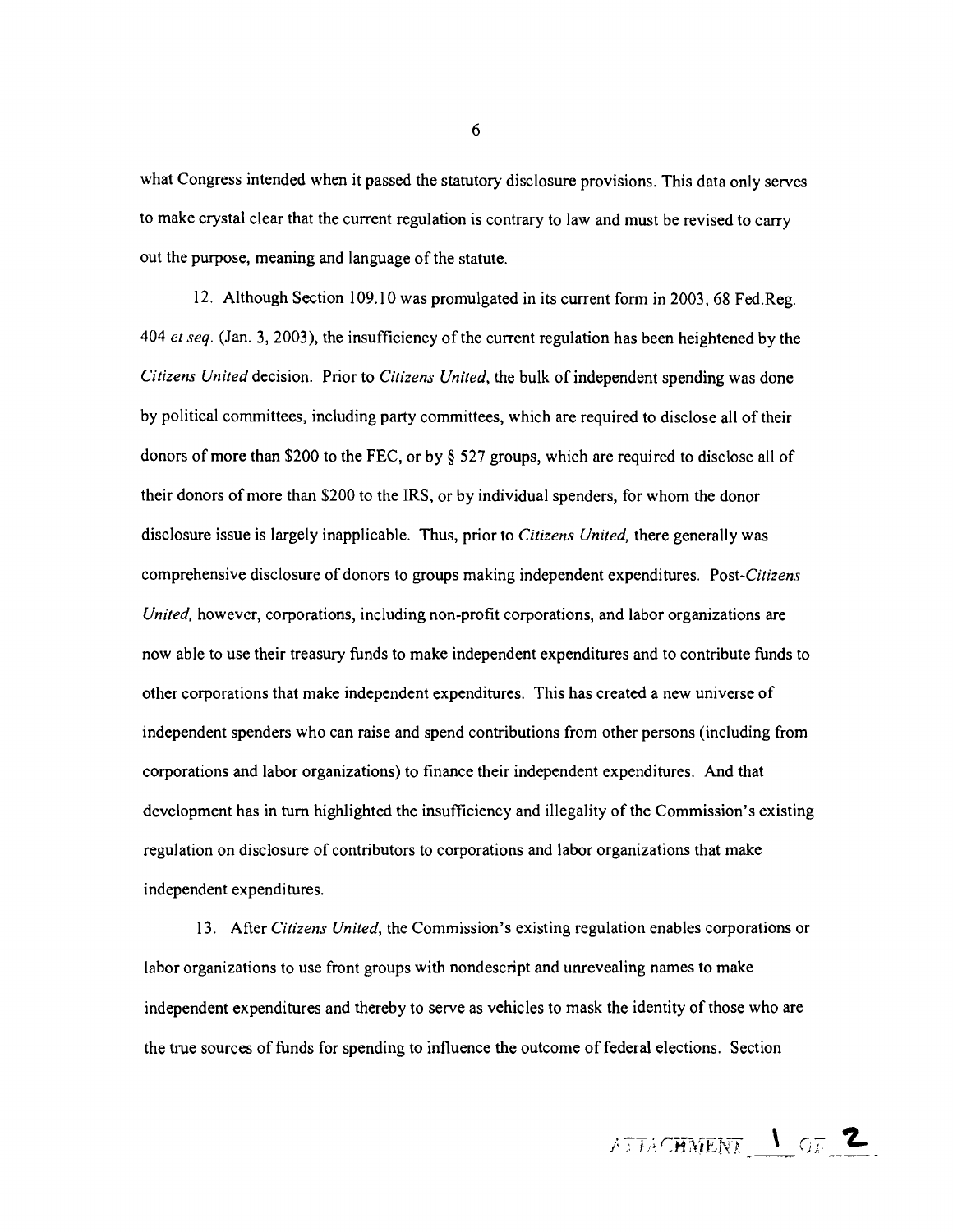what Congress intended when it passed the statutory disclosure provisions. This data only serves to make crystal clear that the current regulation is contrary to law and must be revised to carry out the purpose, meaning and language of the statute.

12. Although Section 109.10 was promulgated in its current form in 2003, 68 Fed.Reg. 404 *et seq.* (Jan. 3, 2003), the insufficiency of the current regulation has been heightened by the *Citizens United* decision. Prior to *Citizens United*, the bulk of independent spending was done by political committees, including party committees, which are required to disclose all of their donors of more than $200 to the FEC, or by § 527 groups, which are required to disclose all of their donors of more than $200 to the IRS, or by individual spenders, for whom the donor disclosure issue is largely inapplicable. Thus, prior to *Citizens United,* there generally was comprehensive disclosure of donors to groups making independent expenditures. Post-*Citizens United,* however, corporations, including non-profit corporations, and labor organizations are now able to use their treasury funds to make independent expenditures and to contribute funds to other corporations that make independent expenditures. This has created a new universe of independent spenders who can raise and spend contributions from other persons (including from corporations and labor organizations) to finance their independent expenditures. And that development has in turn highlighted the insufficiency and illegality of the Commission's existing regulation on disclosure of contributors to corporations and labor organizations that make independent expenditures.

13. After *Citizens United*, the Commission's existing regulation enables corporations or labor organizations to use front groups with nondescript and unrevealing names to make independent expenditures and thereby to serve as vehicles to mask the identity of those who are the true sources of funds for spending to influence the outcome of federal elections. Section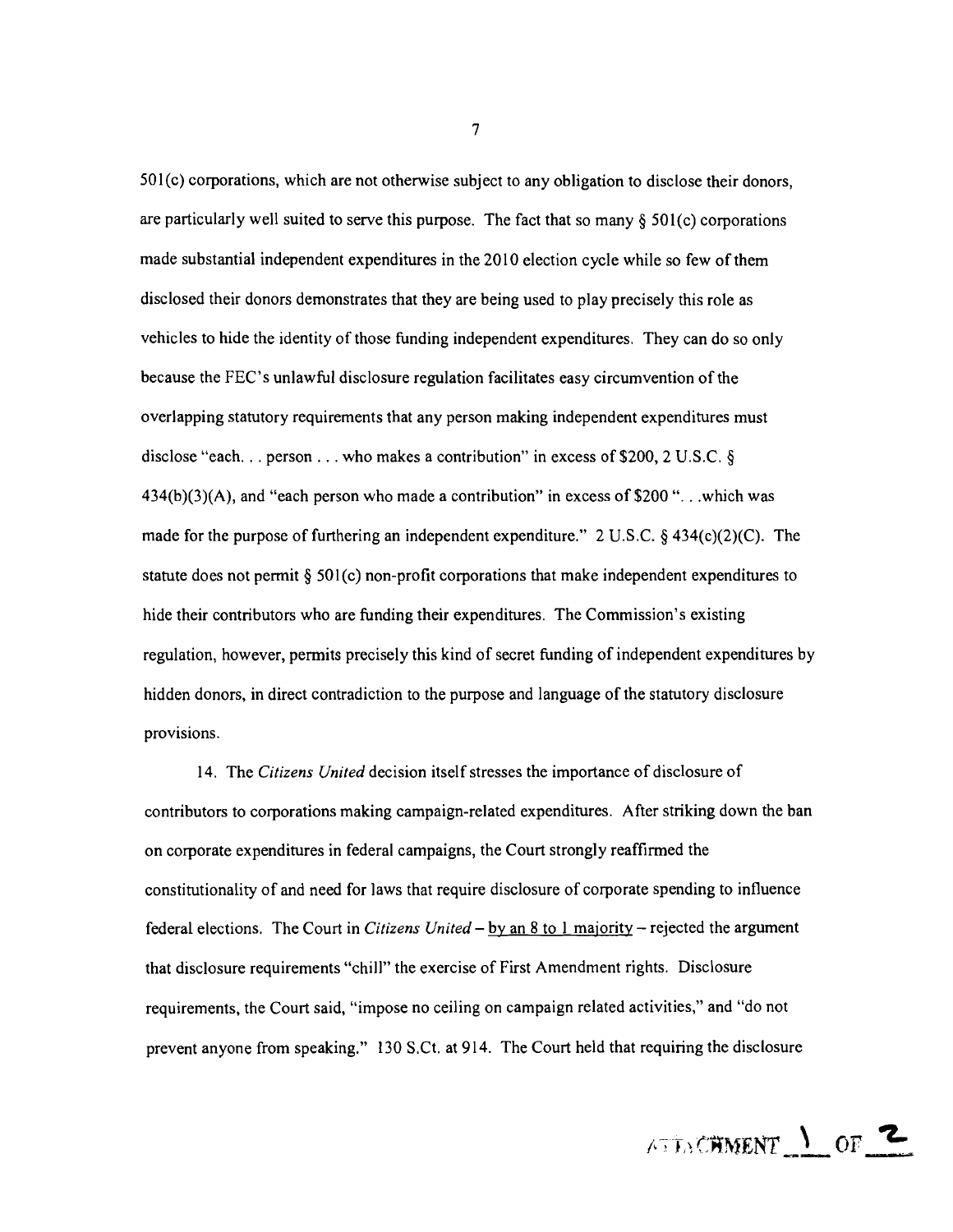501(c) corporations, which are not otherwise subject to any obligation to disclose their donors, are particularly well suited to serve this purpose. The fact that so many § 501(c) corporations made substantial independent expenditures in the 2010 election cycle while so few of them disclosed their donors demonstrates that they are being used to play precisely this role as vehicles to hide the identity of those funding independent expenditures. They can do so only because the FEC's unlawful disclosure regulation facilitates easy circumvention of the overlapping statutory requirements that any person making independent expenditures must disclose "each. . . person . . . who makes a contribution" in excess of $200, 2 U.S.C. § 434(b)(3)(A), and "each person who made a contribution" in excess of $200 ". . .which was made for the purpose of furthering an independent expenditure." 2 U.S.C. § 434(c)(2)(C). The statute does not permit § 501(c) non-profit corporations that make independent expenditures to hide their contributors who are funding their expenditures. The Commission's existing regulation, however, permits precisely this kind of secret funding of independent expenditures by hidden donors, in direct contradiction to the purpose and language of the statutory disclosure provisions.

14. The *Citizens United* decision itself stresses the importance of disclosure of contributors to corporations making campaign-related expenditures. After striking down the ban on corporate expenditures in federal campaigns, the Court strongly reaffirmed the constitutionality of and need for laws that require disclosure of corporate spending to influence federal elections. The Court in *Citizens United* – <u>by an 8 to 1 majority</u> – rejected the argument that disclosure requirements "chill" the exercise of First Amendment rights. Disclosure requirements, the Court said, "impose no ceiling on campaign related activities," and "do not prevent anyone from speaking." 130 S.Ct. at 914. The Court held that requiring the disclosure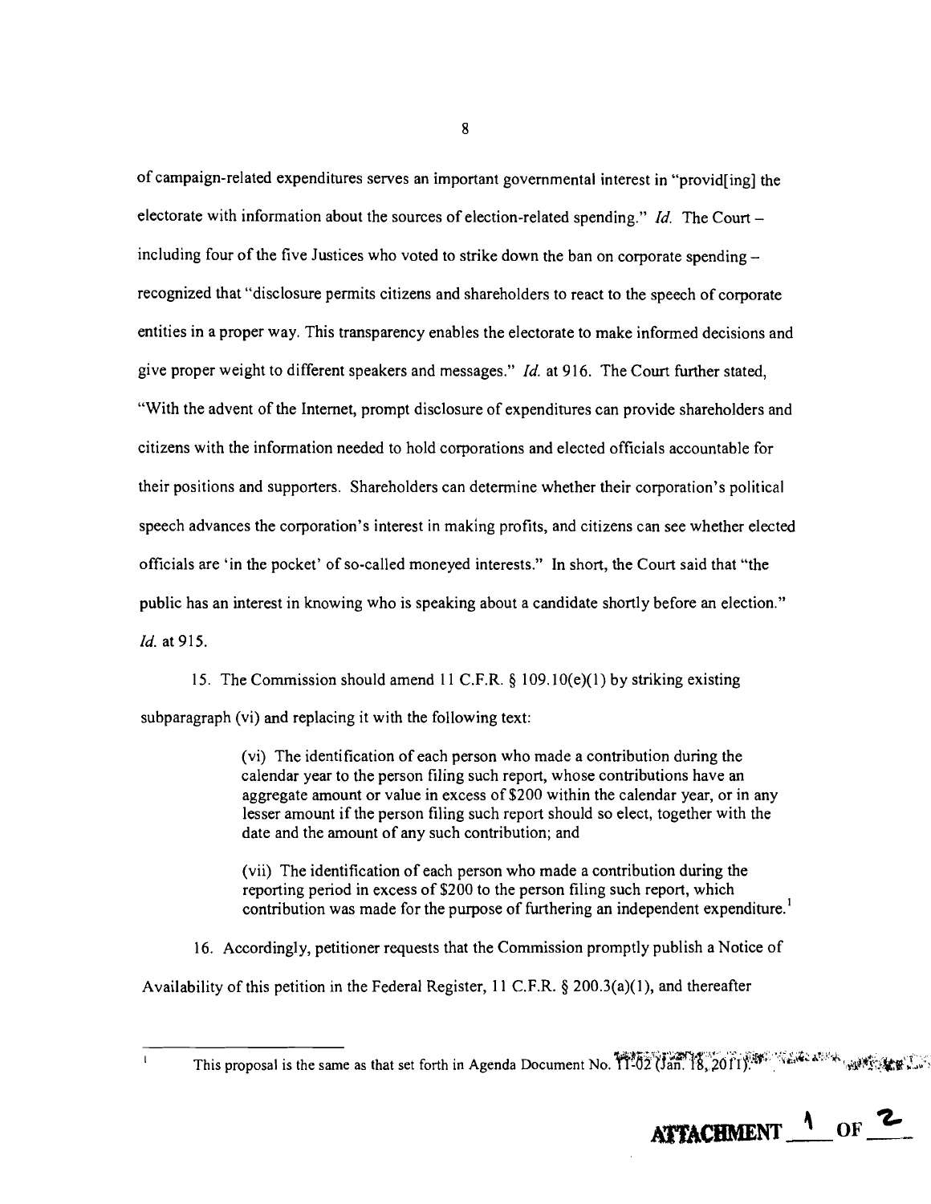of campaign-related expenditures serves an important governmental interest in "provid[ing] the electorate with information about the sources of election-related spending." *Id.* The Court – including four of the five Justices who voted to strike down the ban on corporate spending – recognized that "disclosure permits citizens and shareholders to react to the speech of corporate entities in a proper way. This transparency enables the electorate to make informed decisions and give proper weight to different speakers and messages." *Id.* at 916. The Court further stated, "With the advent of the Internet, prompt disclosure of expenditures can provide shareholders and citizens with the information needed to hold corporations and elected officials accountable for their positions and supporters. Shareholders can determine whether their corporation's political speech advances the corporation's interest in making profits, and citizens can see whether elected officials are 'in the pocket' of so-called moneyed interests." In short, the Court said that "the public has an interest in knowing who is speaking about a candidate shortly before an election." *Id.* at 915.

15. The Commission should amend 11 C.F.R. § 109.10(e)(1) by striking existing subparagraph (vi) and replacing it with the following text:

> (vi) The identification of each person who made a contribution during the calendar year to the person filing such report, whose contributions have an aggregate amount or value in excess of $200 within the calendar year, or in any lesser amount if the person filing such report should so elect, together with the date and the amount of any such contribution; and
>
> (vii) The identification of each person who made a contribution during the reporting period in excess of $200 to the person filing such report, which contribution was made for the purpose of furthering an independent expenditure.[1]

16. Accordingly, petitioner requests that the Commission promptly publish a Notice of Availability of this petition in the Federal Register, 11 C.F.R. § 200.3(a)(1), and thereafter

---

[1] This proposal is the same as that set forth in Agenda Document No. 11-02 (Jan. 18, 2011).

**ATTACHMENT 1 OF 2**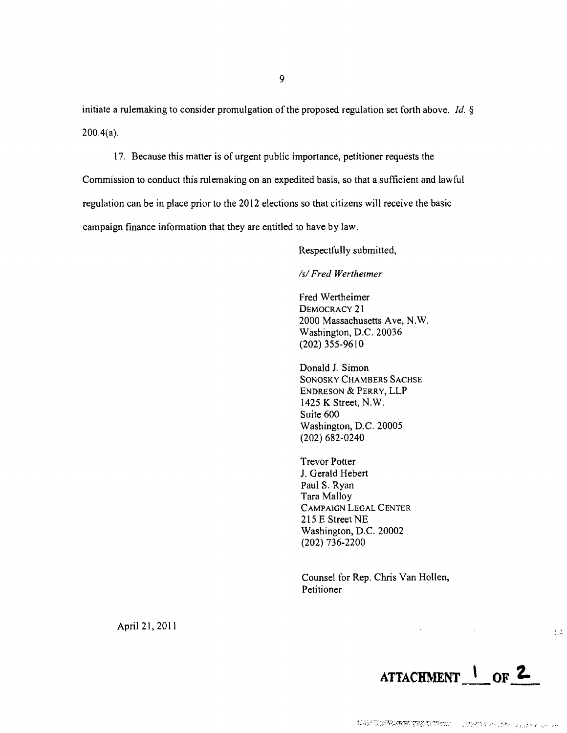initiate a rulemaking to consider promulgation of the proposed regulation set forth above. *Id.* § 200.4(a).

17. Because this matter is of urgent public importance, petitioner requests the Commission to conduct this rulemaking on an expedited basis, so that a sufficient and lawful regulation can be in place prior to the 2012 elections so that citizens will receive the basic campaign finance information that they are entitled to have by law.

Respectfully submitted,

*/s/ Fred Wertheimer*

Fred Wertheimer
DEMOCRACY 21
2000 Massachusetts Ave, N.W.
Washington, D.C. 20036
(202) 355-9610

Donald J. Simon
SONOSKY CHAMBERS SACHSE
ENDRESON & PERRY, LLP
1425 K Street, N.W.
Suite 600
Washington, D.C. 20005
(202) 682-0240

Trevor Potter
J. Gerald Hebert
Paul S. Ryan
Tara Malloy
CAMPAIGN LEGAL CENTER
215 E Street NE
Washington, D.C. 20002
(202) 736-2200

Counsel for Rep. Chris Van Hollen, Petitioner

April 21, 2011

**ATTACHMENT 1 OF 2**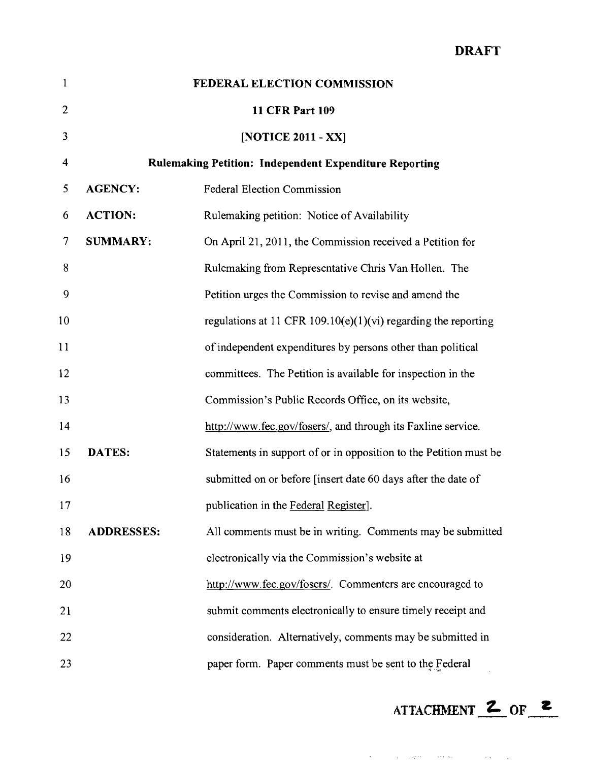**DRAFT**

**FEDERAL ELECTION COMMISSION**

**11 CFR Part 109**

**[NOTICE 2011 - XX]**

**Rulemaking Petition: Independent Expenditure Reporting**

**AGENCY:** Federal Election Commission

**ACTION:** Rulemaking petition: Notice of Availability

**SUMMARY:** On April 21, 2011, the Commission received a Petition for Rulemaking from Representative Chris Van Hollen. The Petition urges the Commission to revise and amend the regulations at 11 CFR 109.10(e)(1)(vi) regarding the reporting of independent expenditures by persons other than political committees. The Petition is available for inspection in the Commission's Public Records Office, on its website, http://www.fec.gov/fosers/, and through its Faxline service.

**DATES:** Statements in support of or in opposition to the Petition must be submitted on or before [insert date 60 days after the date of publication in the Federal Register].

**ADDRESSES:** All comments must be in writing. Comments may be submitted electronically via the Commission's website at http://www.fec.gov/fosers/. Commenters are encouraged to submit comments electronically to ensure timely receipt and consideration. Alternatively, comments may be submitted in paper form. Paper comments must be sent to the Federal

ATTACHMENT 2 OF 2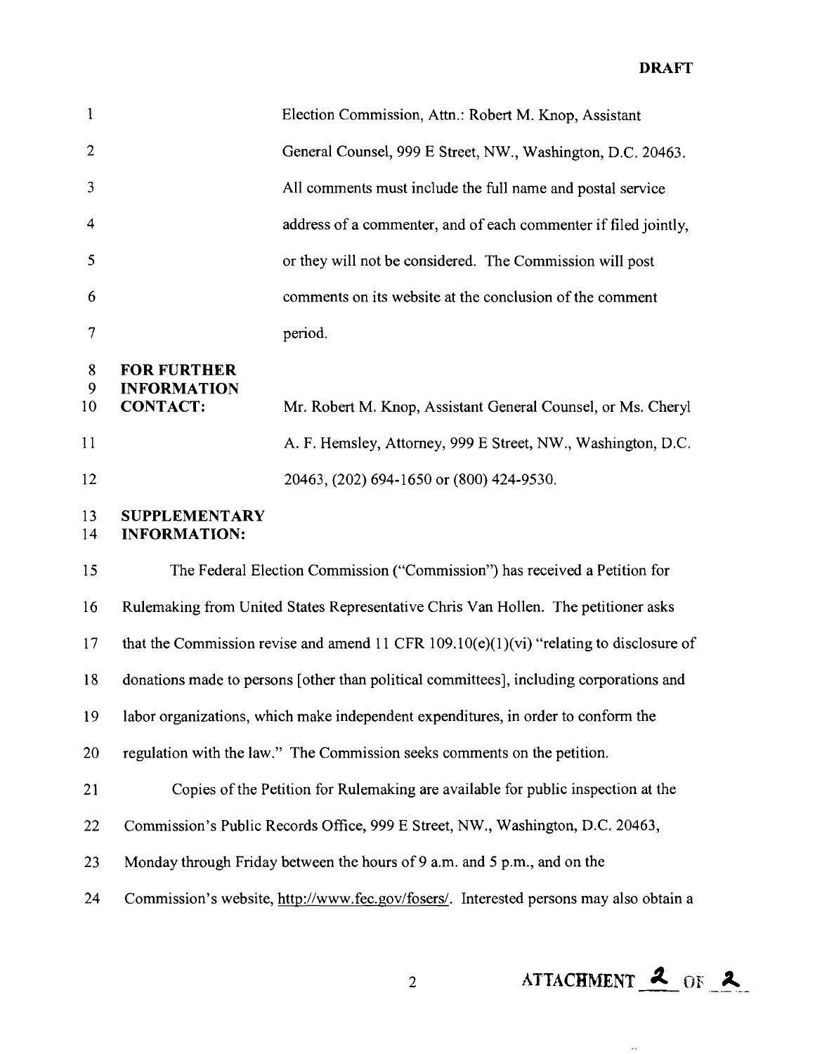**DRAFT**

Election Commission, Attn.: Robert M. Knop, Assistant General Counsel, 999 E Street, NW., Washington, D.C. 20463. All comments must include the full name and postal service address of a commenter, and of each commenter if filed jointly, or they will not be considered. The Commission will post comments on its website at the conclusion of the comment period.

**FOR FURTHER INFORMATION CONTACT:** Mr. Robert M. Knop, Assistant General Counsel, or Ms. Cheryl A. F. Hemsley, Attorney, 999 E Street, NW., Washington, D.C. 20463, (202) 694-1650 or (800) 424-9530.

**SUPPLEMENTARY INFORMATION:**

The Federal Election Commission ("Commission") has received a Petition for Rulemaking from United States Representative Chris Van Hollen. The petitioner asks that the Commission revise and amend 11 CFR 109.10(e)(1)(vi) "relating to disclosure of donations made to persons [other than political committees], including corporations and labor organizations, which make independent expenditures, in order to conform the regulation with the law." The Commission seeks comments on the petition.

Copies of the Petition for Rulemaking are available for public inspection at the Commission's Public Records Office, 999 E Street, NW., Washington, D.C. 20463, Monday through Friday between the hours of 9 a.m. and 5 p.m., and on the Commission's website, http://www.fec.gov/fosers/. Interested persons may also obtain a

ATTACHMENT 2 OF 2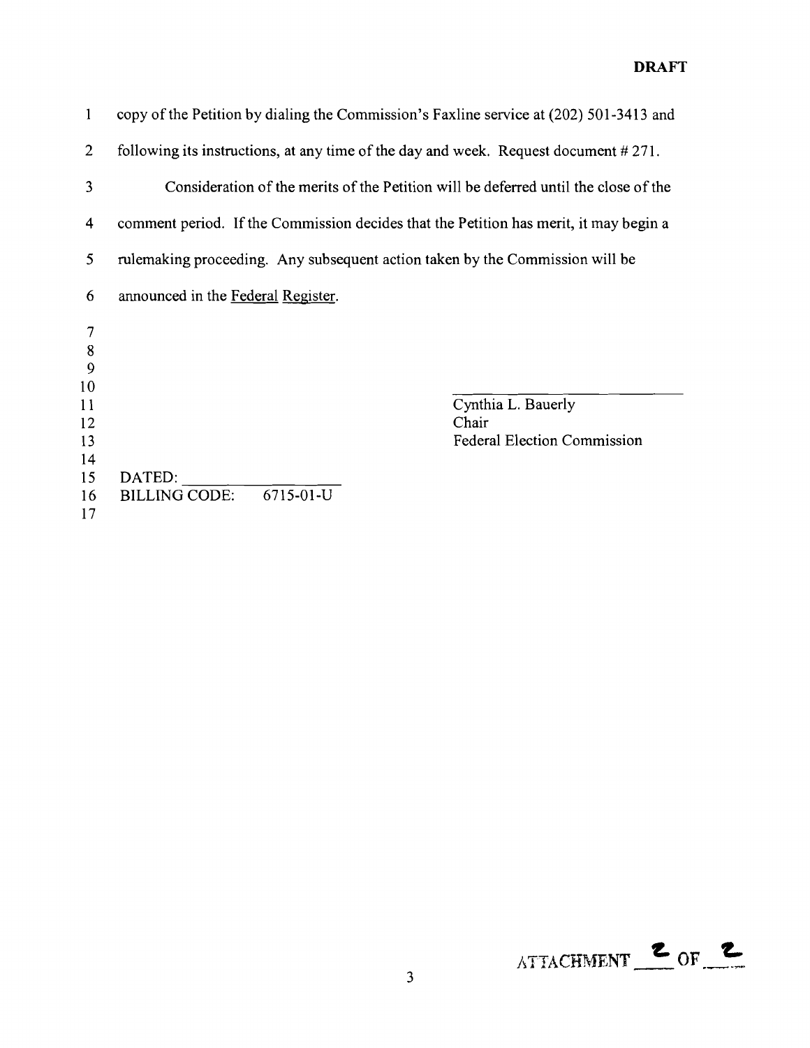**DRAFT**

copy of the Petition by dialing the Commission's Faxline service at (202) 501-3413 and following its instructions, at any time of the day and week. Request document # 271.

Consideration of the merits of the Petition will be deferred until the close of the comment period. If the Commission decides that the Petition has merit, it may begin a rulemaking proceeding. Any subsequent action taken by the Commission will be announced in the Federal Register.

\_\_\_\_\_\_\_\_\_\_\_\_\_\_\_\_\_\_\_\_\_\_\_\_\_\_\_\_

Cynthia L. Bauerly
Chair
Federal Election Commission

DATED: \_\_\_\_\_\_\_\_\_\_\_\_\_\_\_\_

BILLING CODE: 6715-01-U

ATTACHMENT 2 OF 2